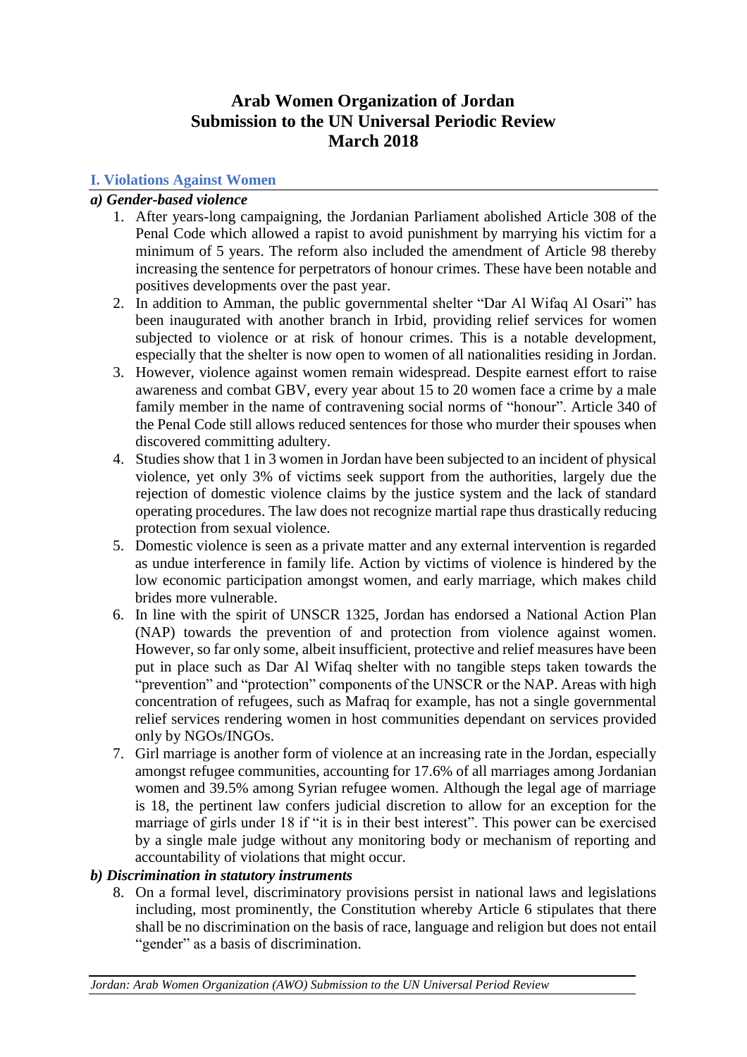# Arab Women Organization of Jordan
# Submission to the UN Universal Periodic Review
# March 2018

## I. Violations Against Women

### *a) Gender-based violence*

1. After years-long campaigning, the Jordanian Parliament abolished Article 308 of the Penal Code which allowed a rapist to avoid punishment by marrying his victim for a minimum of 5 years. The reform also included the amendment of Article 98 thereby increasing the sentence for perpetrators of honour crimes. These have been notable and positives developments over the past year.
2. In addition to Amman, the public governmental shelter "Dar Al Wifaq Al Osari" has been inaugurated with another branch in Irbid, providing relief services for women subjected to violence or at risk of honour crimes. This is a notable development, especially that the shelter is now open to women of all nationalities residing in Jordan.
3. However, violence against women remain widespread. Despite earnest effort to raise awareness and combat GBV, every year about 15 to 20 women face a crime by a male family member in the name of contravening social norms of "honour". Article 340 of the Penal Code still allows reduced sentences for those who murder their spouses when discovered committing adultery.
4. Studies show that 1 in 3 women in Jordan have been subjected to an incident of physical violence, yet only 3% of victims seek support from the authorities, largely due the rejection of domestic violence claims by the justice system and the lack of standard operating procedures. The law does not recognize martial rape thus drastically reducing protection from sexual violence.
5. Domestic violence is seen as a private matter and any external intervention is regarded as undue interference in family life. Action by victims of violence is hindered by the low economic participation amongst women, and early marriage, which makes child brides more vulnerable.
6. In line with the spirit of UNSCR 1325, Jordan has endorsed a National Action Plan (NAP) towards the prevention of and protection from violence against women. However, so far only some, albeit insufficient, protective and relief measures have been put in place such as Dar Al Wifaq shelter with no tangible steps taken towards the "prevention" and "protection" components of the UNSCR or the NAP. Areas with high concentration of refugees, such as Mafraq for example, has not a single governmental relief services rendering women in host communities dependant on services provided only by NGOs/INGOs.
7. Girl marriage is another form of violence at an increasing rate in the Jordan, especially amongst refugee communities, accounting for 17.6% of all marriages among Jordanian women and 39.5% among Syrian refugee women. Although the legal age of marriage is 18, the pertinent law confers judicial discretion to allow for an exception for the marriage of girls under 18 if "it is in their best interest". This power can be exercised by a single male judge without any monitoring body or mechanism of reporting and accountability of violations that might occur.

### *b) Discrimination in statutory instruments*

8. On a formal level, discriminatory provisions persist in national laws and legislations including, most prominently, the Constitution whereby Article 6 stipulates that there shall be no discrimination on the basis of race, language and religion but does not entail "gender" as a basis of discrimination.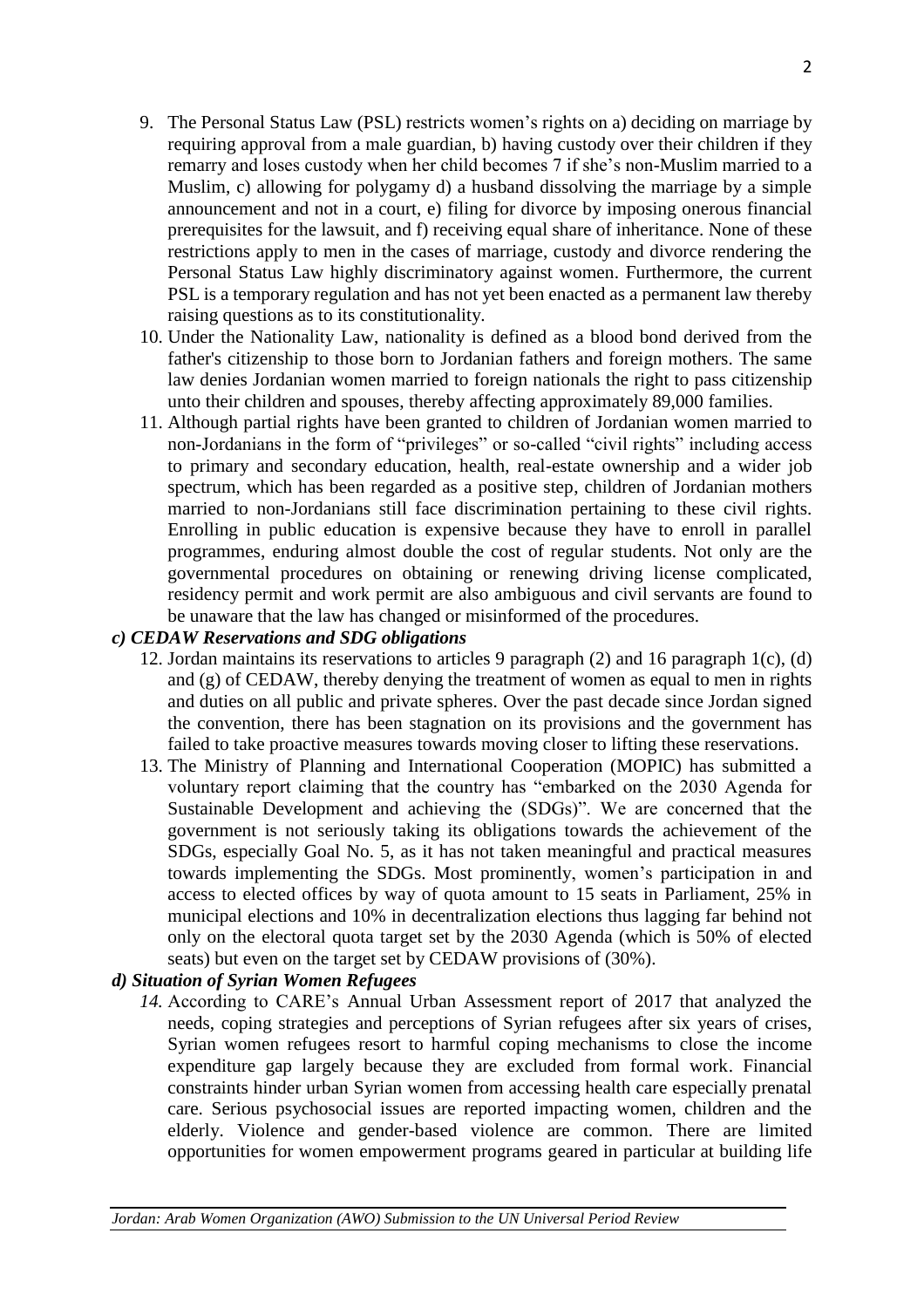9. The Personal Status Law (PSL) restricts women's rights on a) deciding on marriage by requiring approval from a male guardian, b) having custody over their children if they remarry and loses custody when her child becomes 7 if she's non-Muslim married to a Muslim, c) allowing for polygamy d) a husband dissolving the marriage by a simple announcement and not in a court, e) filing for divorce by imposing onerous financial prerequisites for the lawsuit, and f) receiving equal share of inheritance. None of these restrictions apply to men in the cases of marriage, custody and divorce rendering the Personal Status Law highly discriminatory against women. Furthermore, the current PSL is a temporary regulation and has not yet been enacted as a permanent law thereby raising questions as to its constitutionality.
10. Under the Nationality Law, nationality is defined as a blood bond derived from the father's citizenship to those born to Jordanian fathers and foreign mothers. The same law denies Jordanian women married to foreign nationals the right to pass citizenship unto their children and spouses, thereby affecting approximately 89,000 families.
11. Although partial rights have been granted to children of Jordanian women married to non-Jordanians in the form of "privileges" or so-called "civil rights" including access to primary and secondary education, health, real-estate ownership and a wider job spectrum, which has been regarded as a positive step, children of Jordanian mothers married to non-Jordanians still face discrimination pertaining to these civil rights. Enrolling in public education is expensive because they have to enroll in parallel programmes, enduring almost double the cost of regular students. Not only are the governmental procedures on obtaining or renewing driving license complicated, residency permit and work permit are also ambiguous and civil servants are found to be unaware that the law has changed or misinformed of the procedures.

### *c) CEDAW Reservations and SDG obligations*

12. Jordan maintains its reservations to articles 9 paragraph (2) and 16 paragraph 1(c), (d) and (g) of CEDAW, thereby denying the treatment of women as equal to men in rights and duties on all public and private spheres. Over the past decade since Jordan signed the convention, there has been stagnation on its provisions and the government has failed to take proactive measures towards moving closer to lifting these reservations.
13. The Ministry of Planning and International Cooperation (MOPIC) has submitted a voluntary report claiming that the country has "embarked on the 2030 Agenda for Sustainable Development and achieving the (SDGs)". We are concerned that the government is not seriously taking its obligations towards the achievement of the SDGs, especially Goal No. 5, as it has not taken meaningful and practical measures towards implementing the SDGs. Most prominently, women's participation in and access to elected offices by way of quota amount to 15 seats in Parliament, 25% in municipal elections and 10% in decentralization elections thus lagging far behind not only on the electoral quota target set by the 2030 Agenda (which is 50% of elected seats) but even on the target set by CEDAW provisions of (30%).

### *d) Situation of Syrian Women Refugees*

14. According to CARE's Annual Urban Assessment report of 2017 that analyzed the needs, coping strategies and perceptions of Syrian refugees after six years of crises, Syrian women refugees resort to harmful coping mechanisms to close the income expenditure gap largely because they are excluded from formal work. Financial constraints hinder urban Syrian women from accessing health care especially prenatal care. Serious psychosocial issues are reported impacting women, children and the elderly. Violence and gender-based violence are common. There are limited opportunities for women empowerment programs geared in particular at building life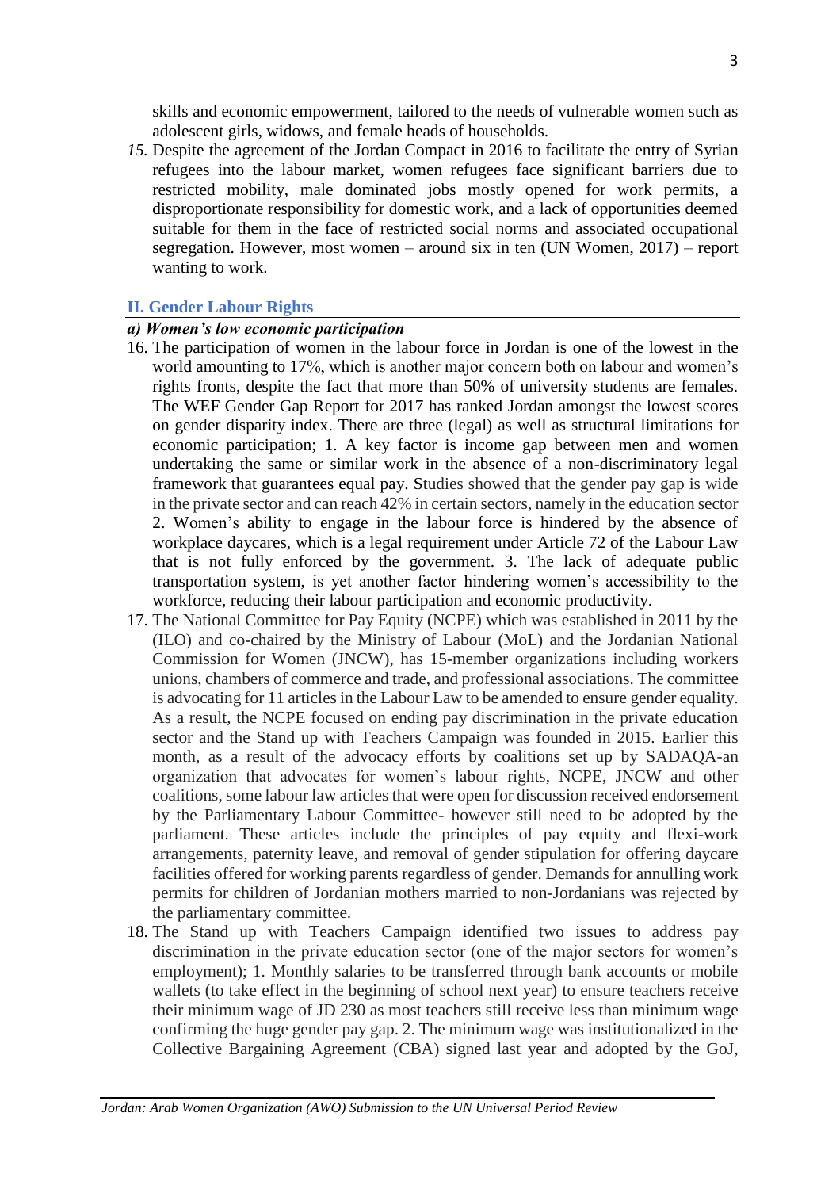skills and economic empowerment, tailored to the needs of vulnerable women such as adolescent girls, widows, and female heads of households.

*15.* Despite the agreement of the Jordan Compact in 2016 to facilitate the entry of Syrian refugees into the labour market, women refugees face significant barriers due to restricted mobility, male dominated jobs mostly opened for work permits, a disproportionate responsibility for domestic work, and a lack of opportunities deemed suitable for them in the face of restricted social norms and associated occupational segregation. However, most women – around six in ten (UN Women, 2017) – report wanting to work.

## II. Gender Labour Rights

### *a) Women's low economic participation*

16. The participation of women in the labour force in Jordan is one of the lowest in the world amounting to 17%, which is another major concern both on labour and women's rights fronts, despite the fact that more than 50% of university students are females. The WEF Gender Gap Report for 2017 has ranked Jordan amongst the lowest scores on gender disparity index. There are three (legal) as well as structural limitations for economic participation; 1. A key factor is income gap between men and women undertaking the same or similar work in the absence of a non-discriminatory legal framework that guarantees equal pay. Studies showed that the gender pay gap is wide in the private sector and can reach 42% in certain sectors, namely in the education sector 2. Women's ability to engage in the labour force is hindered by the absence of workplace daycares, which is a legal requirement under Article 72 of the Labour Law that is not fully enforced by the government. 3. The lack of adequate public transportation system, is yet another factor hindering women's accessibility to the workforce, reducing their labour participation and economic productivity.
17. The National Committee for Pay Equity (NCPE) which was established in 2011 by the (ILO) and co-chaired by the Ministry of Labour (MoL) and the Jordanian National Commission for Women (JNCW), has 15-member organizations including workers unions, chambers of commerce and trade, and professional associations. The committee is advocating for 11 articles in the Labour Law to be amended to ensure gender equality. As a result, the NCPE focused on ending pay discrimination in the private education sector and the Stand up with Teachers Campaign was founded in 2015. Earlier this month, as a result of the advocacy efforts by coalitions set up by SADAQA-an organization that advocates for women's labour rights, NCPE, JNCW and other coalitions, some labour law articles that were open for discussion received endorsement by the Parliamentary Labour Committee- however still need to be adopted by the parliament. These articles include the principles of pay equity and flexi-work arrangements, paternity leave, and removal of gender stipulation for offering daycare facilities offered for working parents regardless of gender. Demands for annulling work permits for children of Jordanian mothers married to non-Jordanians was rejected by the parliamentary committee.
18. The Stand up with Teachers Campaign identified two issues to address pay discrimination in the private education sector (one of the major sectors for women's employment); 1. Monthly salaries to be transferred through bank accounts or mobile wallets (to take effect in the beginning of school next year) to ensure teachers receive their minimum wage of JD 230 as most teachers still receive less than minimum wage confirming the huge gender pay gap. 2. The minimum wage was institutionalized in the Collective Bargaining Agreement (CBA) signed last year and adopted by the GoJ,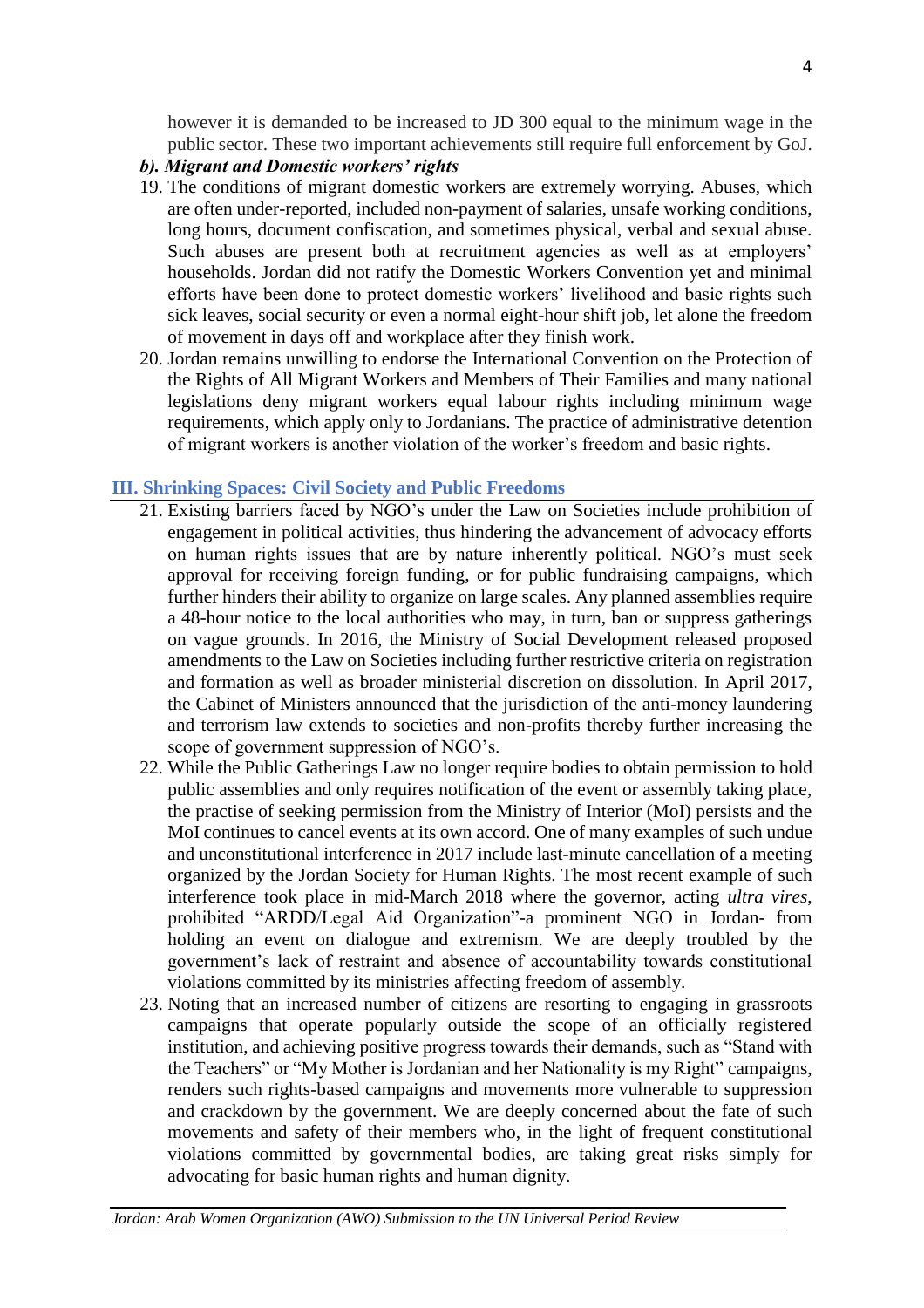however it is demanded to be increased to JD 300 equal to the minimum wage in the public sector. These two important achievements still require full enforcement by GoJ.

### *b). Migrant and Domestic workers' rights*

19. The conditions of migrant domestic workers are extremely worrying. Abuses, which are often under-reported, included non-payment of salaries, unsafe working conditions, long hours, document confiscation, and sometimes physical, verbal and sexual abuse. Such abuses are present both at recruitment agencies as well as at employers' households. Jordan did not ratify the Domestic Workers Convention yet and minimal efforts have been done to protect domestic workers' livelihood and basic rights such sick leaves, social security or even a normal eight-hour shift job, let alone the freedom of movement in days off and workplace after they finish work.
20. Jordan remains unwilling to endorse the International Convention on the Protection of the Rights of All Migrant Workers and Members of Their Families and many national legislations deny migrant workers equal labour rights including minimum wage requirements, which apply only to Jordanians. The practice of administrative detention of migrant workers is another violation of the worker's freedom and basic rights.

## III. Shrinking Spaces: Civil Society and Public Freedoms

21. Existing barriers faced by NGO's under the Law on Societies include prohibition of engagement in political activities, thus hindering the advancement of advocacy efforts on human rights issues that are by nature inherently political. NGO's must seek approval for receiving foreign funding, or for public fundraising campaigns, which further hinders their ability to organize on large scales. Any planned assemblies require a 48-hour notice to the local authorities who may, in turn, ban or suppress gatherings on vague grounds. In 2016, the Ministry of Social Development released proposed amendments to the Law on Societies including further restrictive criteria on registration and formation as well as broader ministerial discretion on dissolution. In April 2017, the Cabinet of Ministers announced that the jurisdiction of the anti-money laundering and terrorism law extends to societies and non-profits thereby further increasing the scope of government suppression of NGO's.
22. While the Public Gatherings Law no longer require bodies to obtain permission to hold public assemblies and only requires notification of the event or assembly taking place, the practise of seeking permission from the Ministry of Interior (MoI) persists and the MoI continues to cancel events at its own accord. One of many examples of such undue and unconstitutional interference in 2017 include last-minute cancellation of a meeting organized by the Jordan Society for Human Rights. The most recent example of such interference took place in mid-March 2018 where the governor, acting *ultra vires*, prohibited "ARDD/Legal Aid Organization"-a prominent NGO in Jordan- from holding an event on dialogue and extremism. We are deeply troubled by the government's lack of restraint and absence of accountability towards constitutional violations committed by its ministries affecting freedom of assembly.
23. Noting that an increased number of citizens are resorting to engaging in grassroots campaigns that operate popularly outside the scope of an officially registered institution, and achieving positive progress towards their demands, such as "Stand with the Teachers" or "My Mother is Jordanian and her Nationality is my Right" campaigns, renders such rights-based campaigns and movements more vulnerable to suppression and crackdown by the government. We are deeply concerned about the fate of such movements and safety of their members who, in the light of frequent constitutional violations committed by governmental bodies, are taking great risks simply for advocating for basic human rights and human dignity.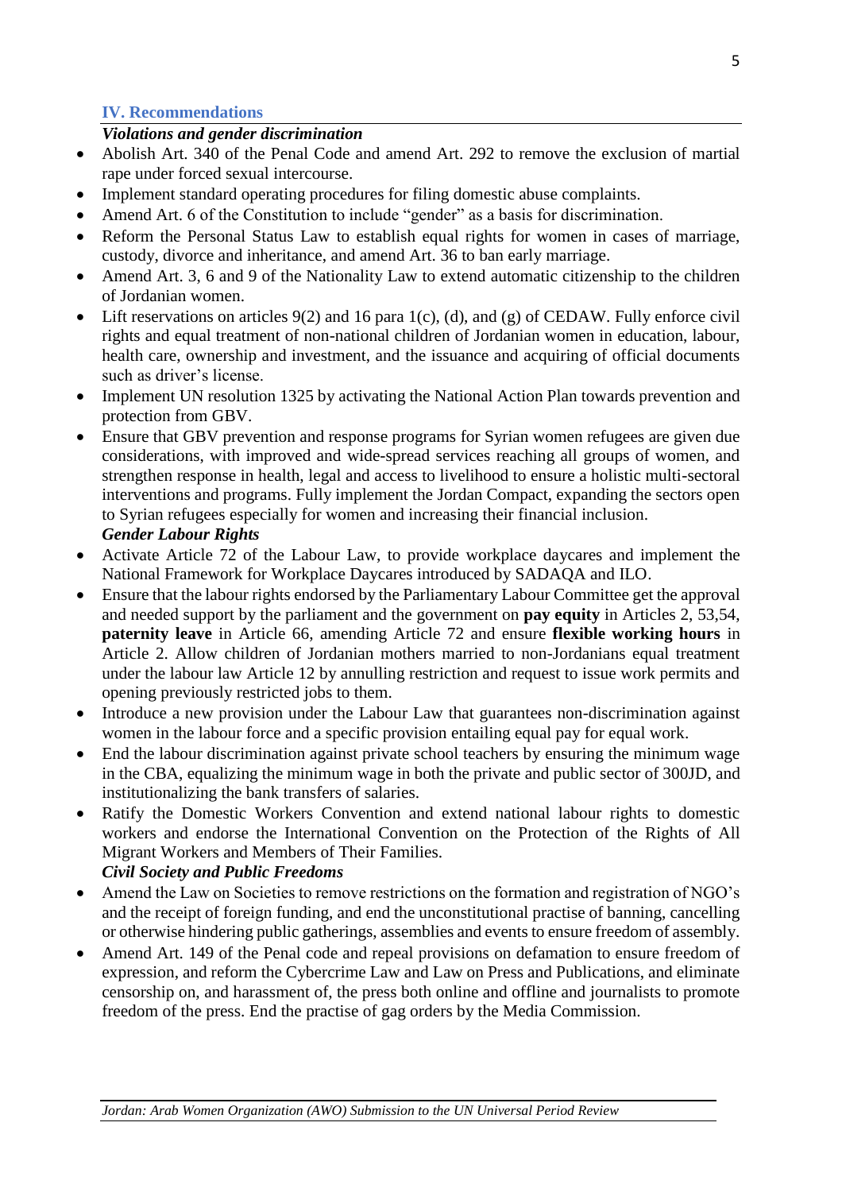## IV. Recommendations

***Violations and gender discrimination***

- Abolish Art. 340 of the Penal Code and amend Art. 292 to remove the exclusion of martial rape under forced sexual intercourse.
- Implement standard operating procedures for filing domestic abuse complaints.
- Amend Art. 6 of the Constitution to include "gender" as a basis for discrimination.
- Reform the Personal Status Law to establish equal rights for women in cases of marriage, custody, divorce and inheritance, and amend Art. 36 to ban early marriage.
- Amend Art. 3, 6 and 9 of the Nationality Law to extend automatic citizenship to the children of Jordanian women.
- Lift reservations on articles 9(2) and 16 para 1(c), (d), and (g) of CEDAW. Fully enforce civil rights and equal treatment of non-national children of Jordanian women in education, labour, health care, ownership and investment, and the issuance and acquiring of official documents such as driver's license.
- Implement UN resolution 1325 by activating the National Action Plan towards prevention and protection from GBV.
- Ensure that GBV prevention and response programs for Syrian women refugees are given due considerations, with improved and wide-spread services reaching all groups of women, and strengthen response in health, legal and access to livelihood to ensure a holistic multi-sectoral interventions and programs. Fully implement the Jordan Compact, expanding the sectors open to Syrian refugees especially for women and increasing their financial inclusion.

***Gender Labour Rights***

- Activate Article 72 of the Labour Law, to provide workplace daycares and implement the National Framework for Workplace Daycares introduced by SADAQA and ILO.
- Ensure that the labour rights endorsed by the Parliamentary Labour Committee get the approval and needed support by the parliament and the government on **pay equity** in Articles 2, 53,54, **paternity leave** in Article 66, amending Article 72 and ensure **flexible working hours** in Article 2. Allow children of Jordanian mothers married to non-Jordanians equal treatment under the labour law Article 12 by annulling restriction and request to issue work permits and opening previously restricted jobs to them.
- Introduce a new provision under the Labour Law that guarantees non-discrimination against women in the labour force and a specific provision entailing equal pay for equal work.
- End the labour discrimination against private school teachers by ensuring the minimum wage in the CBA, equalizing the minimum wage in both the private and public sector of 300JD, and institutionalizing the bank transfers of salaries.
- Ratify the Domestic Workers Convention and extend national labour rights to domestic workers and endorse the International Convention on the Protection of the Rights of All Migrant Workers and Members of Their Families.

***Civil Society and Public Freedoms***

- Amend the Law on Societies to remove restrictions on the formation and registration of NGO's and the receipt of foreign funding, and end the unconstitutional practise of banning, cancelling or otherwise hindering public gatherings, assemblies and events to ensure freedom of assembly.
- Amend Art. 149 of the Penal code and repeal provisions on defamation to ensure freedom of expression, and reform the Cybercrime Law and Law on Press and Publications, and eliminate censorship on, and harassment of, the press both online and offline and journalists to promote freedom of the press. End the practise of gag orders by the Media Commission.